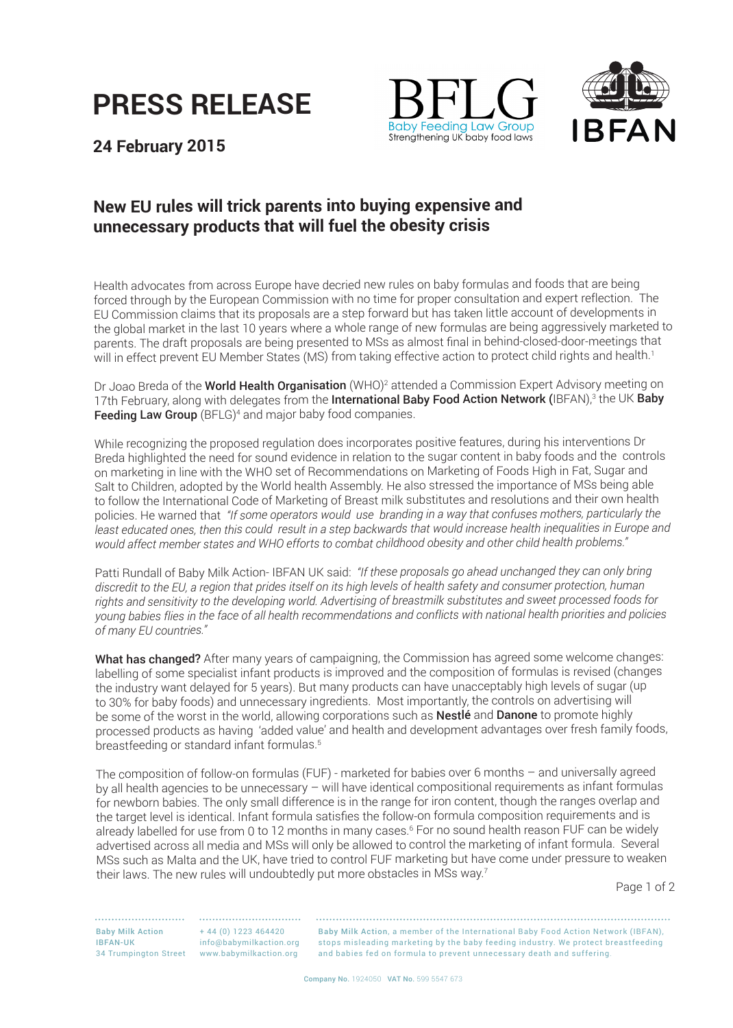# PRESS RELEASE

**24 February 2015**

BFLG Baby Feeding Law Group — Strengthening UK baby food laws

IBFAN

## New EU rules will trick parents into buying expensive and unnecessary products that will fuel the obesity crisis

Health advocates from across Europe have decried new rules on baby formulas and foods that are being forced through by the European Commission with no time for proper consultation and expert reflection. The EU Commission claims that its proposals are a step forward but has taken little account of developments in the global market in the last 10 years where a whole range of new formulas are being aggressively marketed to parents. The draft proposals are being presented to MSs as almost final in behind-closed-door-meetings that will in effect prevent EU Member States (MS) from taking effective action to protect child rights and health.[1]

Dr Joao Breda of the **World Health Organisation** (WHO)[2] attended a Commission Expert Advisory meeting on 17th February, along with delegates from the **International Baby Food Action Network (**IBFAN),[3] the UK **Baby Feeding Law Group** (BFLG)[4] and major baby food companies.

While recognizing the proposed regulation does incorporates positive features, during his interventions Dr Breda highlighted the need for sound evidence in relation to the sugar content in baby foods and the controls on marketing in line with the WHO set of Recommendations on Marketing of Foods High in Fat, Sugar and Salt to Children, adopted by the World health Assembly. He also stressed the importance of MSs being able to follow the International Code of Marketing of Breast milk substitutes and resolutions and their own health policies. He warned that *"If some operators would use branding in a way that confuses mothers, particularly the least educated ones, then this could result in a step backwards that would increase health inequalities in Europe and would affect member states and WHO efforts to combat childhood obesity and other child health problems."*

Patti Rundall of Baby Milk Action- IBFAN UK said: *"If these proposals go ahead unchanged they can only bring discredit to the EU, a region that prides itself on its high levels of health safety and consumer protection, human rights and sensitivity to the developing world. Advertising of breastmilk substitutes and sweet processed foods for young babies flies in the face of all health recommendations and conflicts with national health priorities and policies of many EU countries."*

**What has changed?** After many years of campaigning, the Commission has agreed some welcome changes: labelling of some specialist infant products is improved and the composition of formulas is revised (changes the industry want delayed for 5 years). But many products can have unacceptably high levels of sugar (up to 30% for baby foods) and unnecessary ingredients. Most importantly, the controls on advertising will be some of the worst in the world, allowing corporations such as **Nestlé** and **Danone** to promote highly processed products as having 'added value' and health and development advantages over fresh family foods, breastfeeding or standard infant formulas.[5]

The composition of follow-on formulas (FUF) - marketed for babies over 6 months – and universally agreed by all health agencies to be unnecessary – will have identical compositional requirements as infant formulas for newborn babies. The only small difference is in the range for iron content, though the ranges overlap and the target level is identical. Infant formula satisfies the follow-on formula composition requirements and is already labelled for use from 0 to 12 months in many cases.[6] For no sound health reason FUF can be widely advertised across all media and MSs will only be allowed to control the marketing of infant formula. Several MSs such as Malta and the UK, have tried to control FUF marketing but have come under pressure to weaken their laws. The new rules will undoubtedly put more obstacles in MSs way.[7]

Baby Milk Action
IBFAN-UK
34 Trumpington Street

+ 44 (0) 1223 464420
info@babymilkaction.org
www.babymilkaction.org

Baby Milk Action, a member of the International Baby Food Action Network (IBFAN), stops misleading marketing by the baby feeding industry. We protect breastfeeding and babies fed on formula to prevent unnecessary death and suffering.

Company No. 1924050 VAT No. 599 5547 673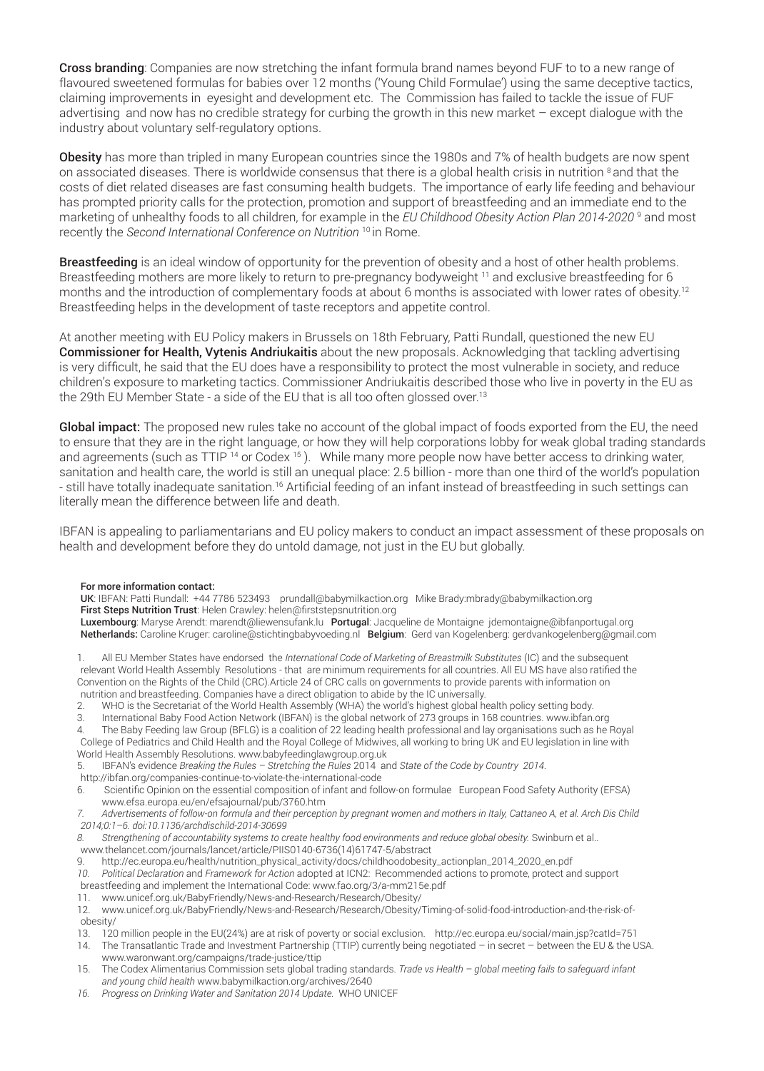**Cross branding**: Companies are now stretching the infant formula brand names beyond FUF to to a new range of flavoured sweetened formulas for babies over 12 months ('Young Child Formulae') using the same deceptive tactics, claiming improvements in eyesight and development etc. The Commission has failed to tackle the issue of FUF advertising and now has no credible strategy for curbing the growth in this new market – except dialogue with the industry about voluntary self-regulatory options.

**Obesity** has more than tripled in many European countries since the 1980s and 7% of health budgets are now spent on associated diseases. There is worldwide consensus that there is a global health crisis in nutrition [8] and that the costs of diet related diseases are fast consuming health budgets. The importance of early life feeding and behaviour has prompted priority calls for the protection, promotion and support of breastfeeding and an immediate end to the marketing of unhealthy foods to all children, for example in the *EU Childhood Obesity Action Plan 2014-2020* [9] and most recently the *Second International Conference on Nutrition* [10] in Rome.

**Breastfeeding** is an ideal window of opportunity for the prevention of obesity and a host of other health problems. Breastfeeding mothers are more likely to return to pre-pregnancy bodyweight [11] and exclusive breastfeeding for 6 months and the introduction of complementary foods at about 6 months is associated with lower rates of obesity.[12] Breastfeeding helps in the development of taste receptors and appetite control.

At another meeting with EU Policy makers in Brussels on 18th February, Patti Rundall, questioned the new EU **Commissioner for Health, Vytenis Andriukaitis** about the new proposals. Acknowledging that tackling advertising is very difficult, he said that the EU does have a responsibility to protect the most vulnerable in society, and reduce children's exposure to marketing tactics. Commissioner Andriukaitis described those who live in poverty in the EU as the 29th EU Member State - a side of the EU that is all too often glossed over.[13]

**Global impact:** The proposed new rules take no account of the global impact of foods exported from the EU, the need to ensure that they are in the right language, or how they will help corporations lobby for weak global trading standards and agreements (such as TTIP [14] or Codex [15]). While many more people now have better access to drinking water, sanitation and health care, the world is still an unequal place: 2.5 billion - more than one third of the world's population - still have totally inadequate sanitation.[16] Artificial feeding of an infant instead of breastfeeding in such settings can literally mean the difference between life and death.

IBFAN is appealing to parliamentarians and EU policy makers to conduct an impact assessment of these proposals on health and development before they do untold damage, not just in the EU but globally.

**For more information contact:**
**UK**: IBFAN: Patti Rundall: +44 7786 523493 prundall@babymilkaction.org Mike Brady:mbrady@babymilkaction.org
**First Steps Nutrition Trust**: Helen Crawley: helen@firststepsnutrition.org
**Luxembourg**: Maryse Arendt: marendt@liewensufank.lu **Portugal**: Jacqueline de Montaigne jdemontaigne@ibfanportugal.org
**Netherlands:** Caroline Kruger: caroline@stichtingbabyvoeding.nl **Belgium**: Gerd van Kogelenberg: gerdvankogelenberg@gmail.com

1. All EU Member States have endorsed the *International Code of Marketing of Breastmilk Substitutes* (IC) and the subsequent relevant World Health Assembly Resolutions - that are minimum requirements for all countries. All EU MS have also ratified the Convention on the Rights of the Child (CRC).Article 24 of CRC calls on governments to provide parents with information on nutrition and breastfeeding. Companies have a direct obligation to abide by the IC universally.
2. WHO is the Secretariat of the World Health Assembly (WHA) the world's highest global health policy setting body.
3. International Baby Food Action Network (IBFAN) is the global network of 273 groups in 168 countries. www.ibfan.org
4. The Baby Feeding law Group (BFLG) is a coalition of 22 leading health professional and lay organisations such as he Royal College of Pediatrics and Child Health and the Royal College of Midwives, all working to bring UK and EU legislation in line with World Health Assembly Resolutions. www.babyfeedinglawgroup.org.uk
5. IBFAN's evidence *Breaking the Rules – Stretching the Rules* 2014 and *State of the Code by Country 2014*. http://ibfan.org/companies-continue-to-violate-the-international-code
6. Scientific Opinion on the essential composition of infant and follow-on formulae European Food Safety Authority (EFSA) www.efsa.europa.eu/en/efsajournal/pub/3760.htm
7. *Advertisements of follow-on formula and their perception by pregnant women and mothers in Italy, Cattaneo A, et al. Arch Dis Child 2014;0:1–6. doi:10.1136/archdischild-2014-30699*
8. *Strengthening of accountability systems to create healthy food environments and reduce global obesity.* Swinburn et al.. www.thelancet.com/journals/lancet/article/PIIS0140-6736(14)61747-5/abstract
9. http://ec.europa.eu/health/nutrition_physical_activity/docs/childhoodobesity_actionplan_2014_2020_en.pdf
10. *Political Declaration* and *Framework for Action* adopted at ICN2: Recommended actions to promote, protect and support breastfeeding and implement the International Code: www.fao.org/3/a-mm215e.pdf
11. www.unicef.org.uk/BabyFriendly/News-and-Research/Research/Obesity/
12. www.unicef.org.uk/BabyFriendly/News-and-Research/Research/Obesity/Timing-of-solid-food-introduction-and-the-risk-of-obesity/
13. 120 million people in the EU(24%) are at risk of poverty or social exclusion. http://ec.europa.eu/social/main.jsp?catId=751
14. The Transatlantic Trade and Investment Partnership (TTIP) currently being negotiated – in secret – between the EU & the USA. www.waronwant.org/campaigns/trade-justice/ttip
15. The Codex Alimentarius Commission sets global trading standards. *Trade vs Health – global meeting fails to safeguard infant and young child health* www.babymilkaction.org/archives/2640
16. *Progress on Drinking Water and Sanitation 2014 Update.* WHO UNICEF